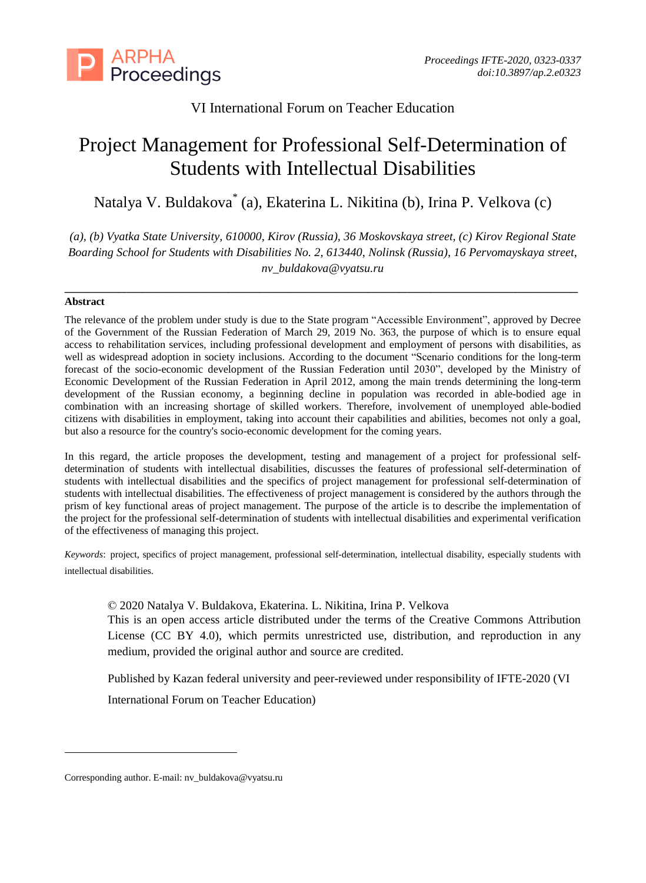VI International Forum on Teacher Education

# Project Management for Professional Self-Determination of Students with Intellectual Disabilities

Natalya V. Buldakova* (a), Ekaterina L. Nikitina (b), Irina P. Velkova (c)

*(a), (b) Vyatka State University, 610000, Kirov (Russia), 36 Moskovskaya street, (c) Kirov Regional State Boarding School for Students with Disabilities No. 2, 613440, Nolinsk (Russia), 16 Pervomayskaya street, nv_buldakova@vyatsu.ru*

---

**Abstract**

The relevance of the problem under study is due to the State program "Accessible Environment", approved by Decree of the Government of the Russian Federation of March 29, 2019 No. 363, the purpose of which is to ensure equal access to rehabilitation services, including professional development and employment of persons with disabilities, as well as widespread adoption in society inclusions. According to the document "Scenario conditions for the long-term forecast of the socio-economic development of the Russian Federation until 2030", developed by the Ministry of Economic Development of the Russian Federation in April 2012, among the main trends determining the long-term development of the Russian economy, a beginning decline in population was recorded in able-bodied age in combination with an increasing shortage of skilled workers. Therefore, involvement of unemployed able-bodied citizens with disabilities in employment, taking into account their capabilities and abilities, becomes not only a goal, but also a resource for the country's socio-economic development for the coming years.

In this regard, the article proposes the development, testing and management of a project for professional self-determination of students with intellectual disabilities, discusses the features of professional self-determination of students with intellectual disabilities and the specifics of project management for professional self-determination of students with intellectual disabilities. The effectiveness of project management is considered by the authors through the prism of key functional areas of project management. The purpose of the article is to describe the implementation of the project for the professional self-determination of students with intellectual disabilities and experimental verification of the effectiveness of managing this project.

*Keywords*: project, specifics of project management, professional self-determination, intellectual disability, especially students with intellectual disabilities.

© 2020 Natalya V. Buldakova, Ekaterina. L. Nikitina, Irina P. Velkova
This is an open access article distributed under the terms of the Creative Commons Attribution License (CC BY 4.0), which permits unrestricted use, distribution, and reproduction in any medium, provided the original author and source are credited.

Published by Kazan federal university and peer-reviewed under responsibility of IFTE-2020 (VI International Forum on Teacher Education)

---

Corresponding author. E-mail: nv_buldakova@vyatsu.ru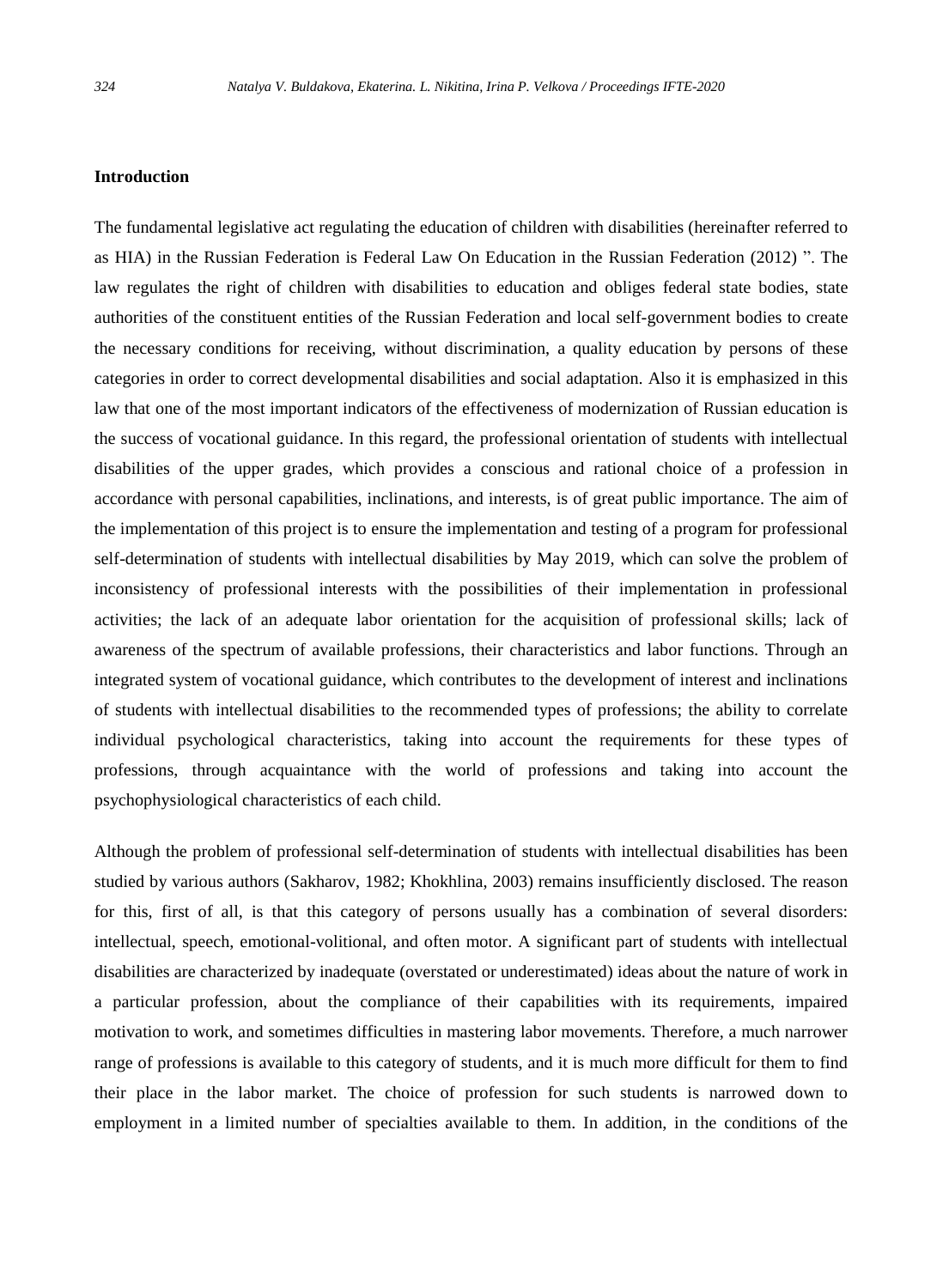### Introduction

The fundamental legislative act regulating the education of children with disabilities (hereinafter referred to as HIA) in the Russian Federation is Federal Law On Education in the Russian Federation (2012) ". The law regulates the right of children with disabilities to education and obliges federal state bodies, state authorities of the constituent entities of the Russian Federation and local self-government bodies to create the necessary conditions for receiving, without discrimination, a quality education by persons of these categories in order to correct developmental disabilities and social adaptation. Also it is emphasized in this law that one of the most important indicators of the effectiveness of modernization of Russian education is the success of vocational guidance. In this regard, the professional orientation of students with intellectual disabilities of the upper grades, which provides a conscious and rational choice of a profession in accordance with personal capabilities, inclinations, and interests, is of great public importance. The aim of the implementation of this project is to ensure the implementation and testing of a program for professional self-determination of students with intellectual disabilities by May 2019, which can solve the problem of inconsistency of professional interests with the possibilities of their implementation in professional activities; the lack of an adequate labor orientation for the acquisition of professional skills; lack of awareness of the spectrum of available professions, their characteristics and labor functions. Through an integrated system of vocational guidance, which contributes to the development of interest and inclinations of students with intellectual disabilities to the recommended types of professions; the ability to correlate individual psychological characteristics, taking into account the requirements for these types of professions, through acquaintance with the world of professions and taking into account the psychophysiological characteristics of each child.

Although the problem of professional self-determination of students with intellectual disabilities has been studied by various authors (Sakharov, 1982; Khokhlina, 2003) remains insufficiently disclosed. The reason for this, first of all, is that this category of persons usually has a combination of several disorders: intellectual, speech, emotional-volitional, and often motor. A significant part of students with intellectual disabilities are characterized by inadequate (overstated or underestimated) ideas about the nature of work in a particular profession, about the compliance of their capabilities with its requirements, impaired motivation to work, and sometimes difficulties in mastering labor movements. Therefore, a much narrower range of professions is available to this category of students, and it is much more difficult for them to find their place in the labor market. The choice of profession for such students is narrowed down to employment in a limited number of specialties available to them. In addition, in the conditions of the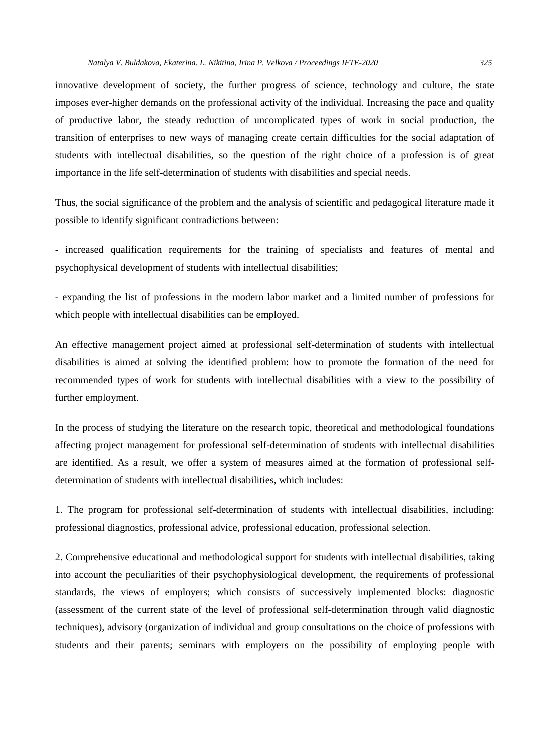innovative development of society, the further progress of science, technology and culture, the state imposes ever-higher demands on the professional activity of the individual. Increasing the pace and quality of productive labor, the steady reduction of uncomplicated types of work in social production, the transition of enterprises to new ways of managing create certain difficulties for the social adaptation of students with intellectual disabilities, so the question of the right choice of a profession is of great importance in the life self-determination of students with disabilities and special needs.

Thus, the social significance of the problem and the analysis of scientific and pedagogical literature made it possible to identify significant contradictions between:

- increased qualification requirements for the training of specialists and features of mental and psychophysical development of students with intellectual disabilities;

- expanding the list of professions in the modern labor market and a limited number of professions for which people with intellectual disabilities can be employed.

An effective management project aimed at professional self-determination of students with intellectual disabilities is aimed at solving the identified problem: how to promote the formation of the need for recommended types of work for students with intellectual disabilities with a view to the possibility of further employment.

In the process of studying the literature on the research topic, theoretical and methodological foundations affecting project management for professional self-determination of students with intellectual disabilities are identified. As a result, we offer a system of measures aimed at the formation of professional self-determination of students with intellectual disabilities, which includes:

1. The program for professional self-determination of students with intellectual disabilities, including: professional diagnostics, professional advice, professional education, professional selection.

2. Comprehensive educational and methodological support for students with intellectual disabilities, taking into account the peculiarities of their psychophysiological development, the requirements of professional standards, the views of employers; which consists of successively implemented blocks: diagnostic (assessment of the current state of the level of professional self-determination through valid diagnostic techniques), advisory (organization of individual and group consultations on the choice of professions with students and their parents; seminars with employers on the possibility of employing people with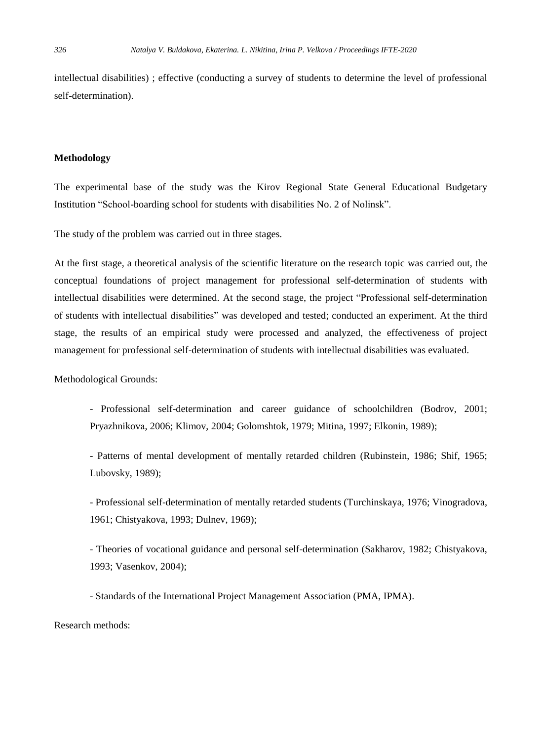intellectual disabilities) ; effective (conducting a survey of students to determine the level of professional self-determination).

## Methodology

The experimental base of the study was the Kirov Regional State General Educational Budgetary Institution "School-boarding school for students with disabilities No. 2 of Nolinsk".

The study of the problem was carried out in three stages.

At the first stage, a theoretical analysis of the scientific literature on the research topic was carried out, the conceptual foundations of project management for professional self-determination of students with intellectual disabilities were determined. At the second stage, the project "Professional self-determination of students with intellectual disabilities" was developed and tested; conducted an experiment. At the third stage, the results of an empirical study were processed and analyzed, the effectiveness of project management for professional self-determination of students with intellectual disabilities was evaluated.

Methodological Grounds:

- Professional self-determination and career guidance of schoolchildren (Bodrov, 2001; Pryazhnikova, 2006; Klimov, 2004; Golomshtok, 1979; Mitina, 1997; Elkonin, 1989);

- Patterns of mental development of mentally retarded children (Rubinstein, 1986; Shif, 1965; Lubovsky, 1989);

- Professional self-determination of mentally retarded students (Turchinskaya, 1976; Vinogradova, 1961; Chistyakova, 1993; Dulnev, 1969);

- Theories of vocational guidance and personal self-determination (Sakharov, 1982; Chistyakova, 1993; Vasenkov, 2004);

- Standards of the International Project Management Association (PMA, IPMA).

Research methods: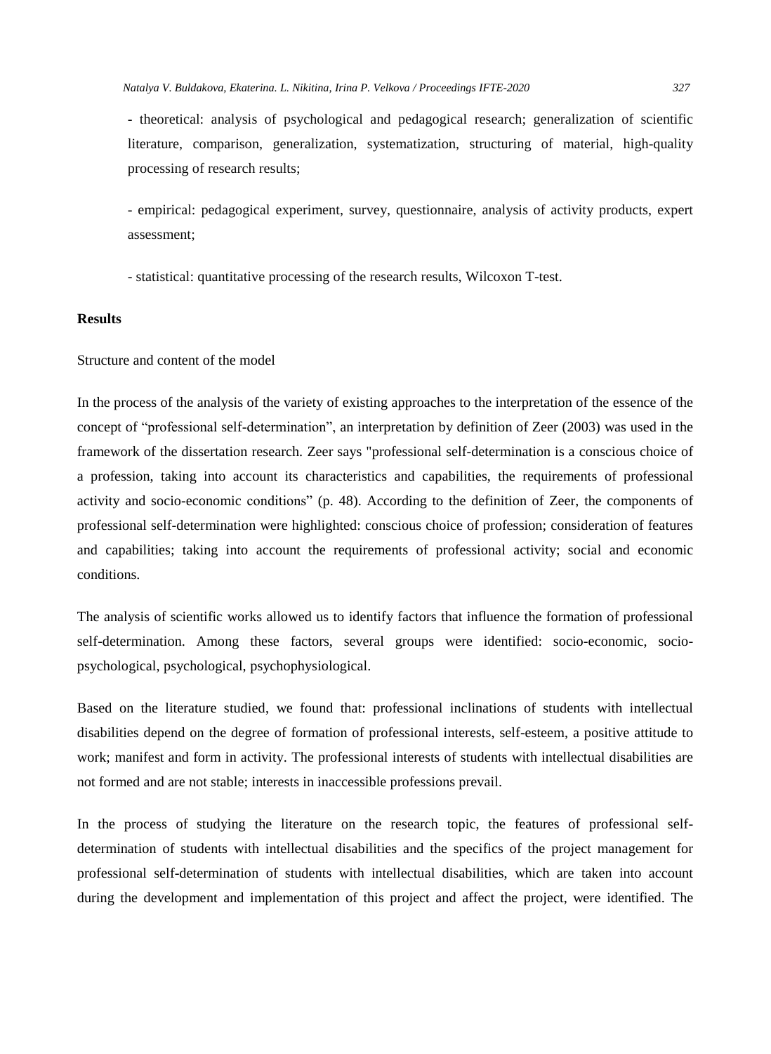- theoretical: analysis of psychological and pedagogical research; generalization of scientific literature, comparison, generalization, systematization, structuring of material, high-quality processing of research results;

- empirical: pedagogical experiment, survey, questionnaire, analysis of activity products, expert assessment;

- statistical: quantitative processing of the research results, Wilcoxon T-test.

## Results

### Structure and content of the model

In the process of the analysis of the variety of existing approaches to the interpretation of the essence of the concept of "professional self-determination", an interpretation by definition of Zeer (2003) was used in the framework of the dissertation research. Zeer says "professional self-determination is a conscious choice of a profession, taking into account its characteristics and capabilities, the requirements of professional activity and socio-economic conditions" (p. 48). According to the definition of Zeer, the components of professional self-determination were highlighted: conscious choice of profession; consideration of features and capabilities; taking into account the requirements of professional activity; social and economic conditions.

The analysis of scientific works allowed us to identify factors that influence the formation of professional self-determination. Among these factors, several groups were identified: socio-economic, socio-psychological, psychological, psychophysiological.

Based on the literature studied, we found that: professional inclinations of students with intellectual disabilities depend on the degree of formation of professional interests, self-esteem, a positive attitude to work; manifest and form in activity. The professional interests of students with intellectual disabilities are not formed and are not stable; interests in inaccessible professions prevail.

In the process of studying the literature on the research topic, the features of professional self-determination of students with intellectual disabilities and the specifics of the project management for professional self-determination of students with intellectual disabilities, which are taken into account during the development and implementation of this project and affect the project, were identified. The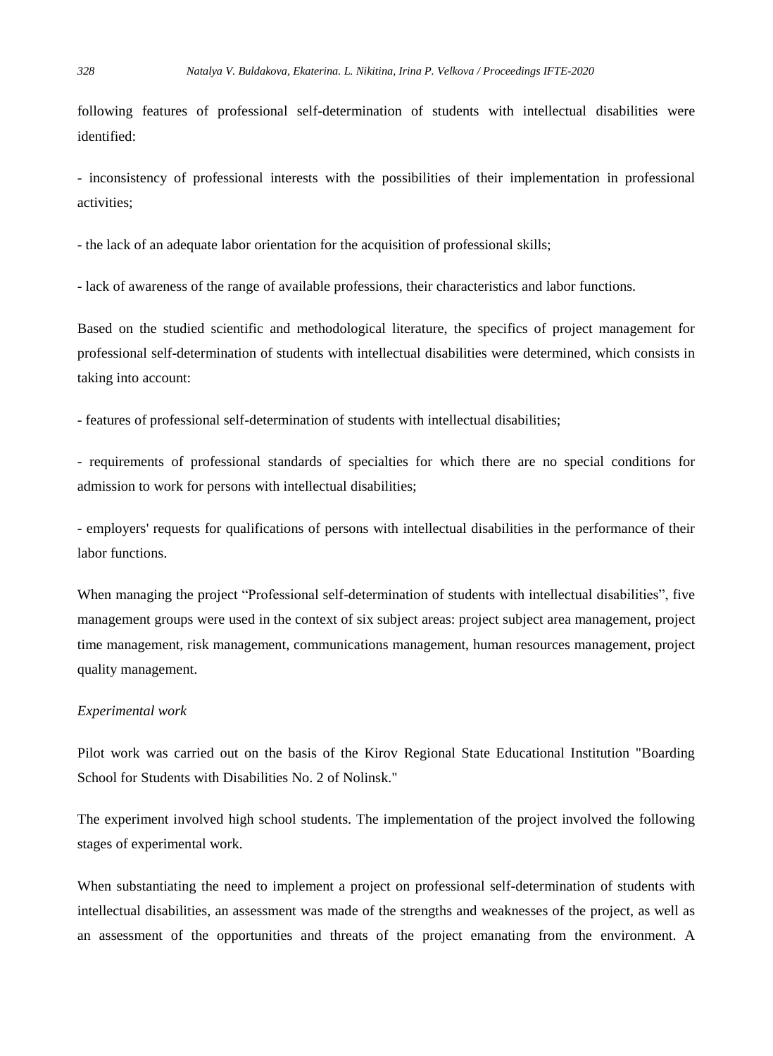following features of professional self-determination of students with intellectual disabilities were identified:

- inconsistency of professional interests with the possibilities of their implementation in professional activities;

- the lack of an adequate labor orientation for the acquisition of professional skills;

- lack of awareness of the range of available professions, their characteristics and labor functions.

Based on the studied scientific and methodological literature, the specifics of project management for professional self-determination of students with intellectual disabilities were determined, which consists in taking into account:

- features of professional self-determination of students with intellectual disabilities;

- requirements of professional standards of specialties for which there are no special conditions for admission to work for persons with intellectual disabilities;

- employers' requests for qualifications of persons with intellectual disabilities in the performance of their labor functions.

When managing the project "Professional self-determination of students with intellectual disabilities", five management groups were used in the context of six subject areas: project subject area management, project time management, risk management, communications management, human resources management, project quality management.

*Experimental work*

Pilot work was carried out on the basis of the Kirov Regional State Educational Institution "Boarding School for Students with Disabilities No. 2 of Nolinsk."

The experiment involved high school students. The implementation of the project involved the following stages of experimental work.

When substantiating the need to implement a project on professional self-determination of students with intellectual disabilities, an assessment was made of the strengths and weaknesses of the project, as well as an assessment of the opportunities and threats of the project emanating from the environment. A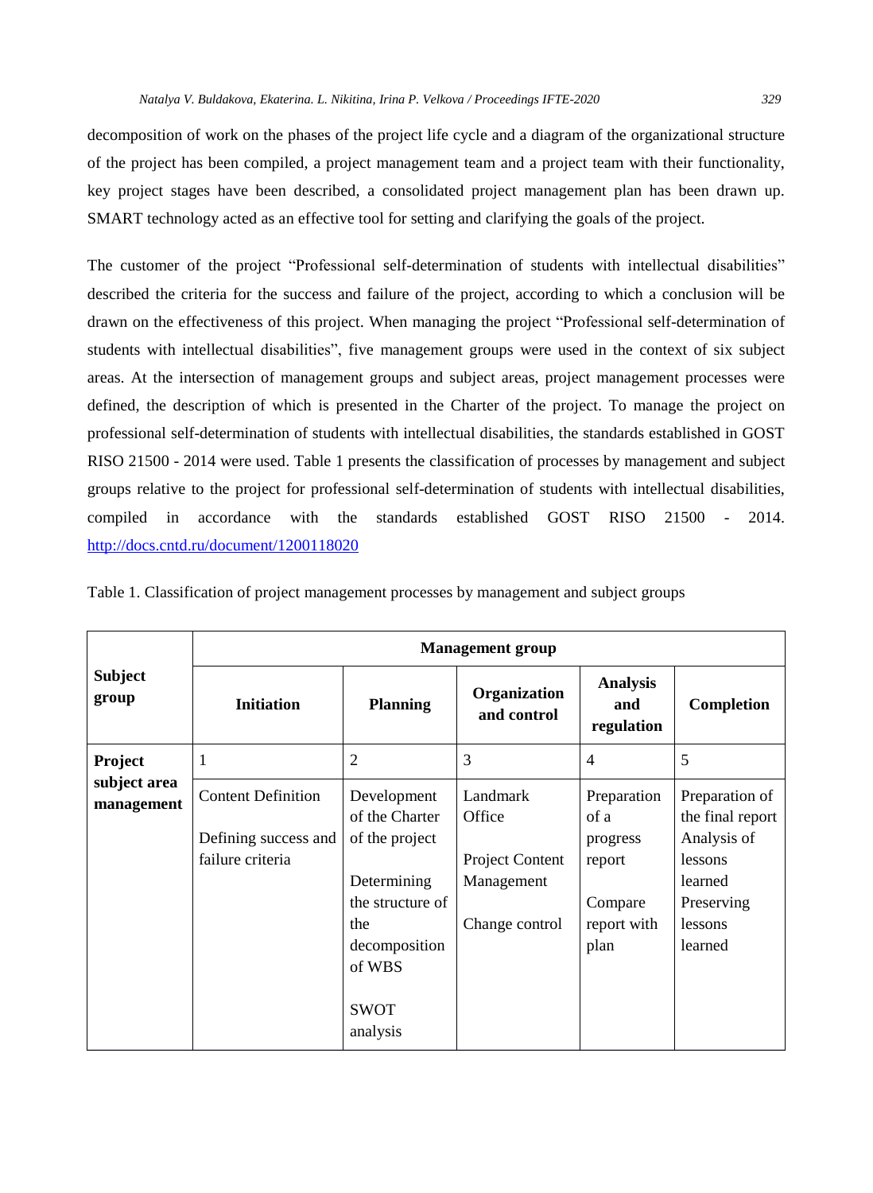decomposition of work on the phases of the project life cycle and a diagram of the organizational structure of the project has been compiled, a project management team and a project team with their functionality, key project stages have been described, a consolidated project management plan has been drawn up. SMART technology acted as an effective tool for setting and clarifying the goals of the project.

The customer of the project "Professional self-determination of students with intellectual disabilities" described the criteria for the success and failure of the project, according to which a conclusion will be drawn on the effectiveness of this project. When managing the project "Professional self-determination of students with intellectual disabilities", five management groups were used in the context of six subject areas. At the intersection of management groups and subject areas, project management processes were defined, the description of which is presented in the Charter of the project. To manage the project on professional self-determination of students with intellectual disabilities, the standards established in GOST RISO 21500 - 2014 were used. Table 1 presents the classification of processes by management and subject groups relative to the project for professional self-determination of students with intellectual disabilities, compiled in accordance with the standards established GOST RISO 21500 - 2014. http://docs.cntd.ru/document/1200118020

Table 1. Classification of project management processes by management and subject groups

| **Subject group** | **Management group** | | | | |
|---|---|---|---|---|---|
| | **Initiation** | **Planning** | **Organization and control** | **Analysis and regulation** | **Completion** |
| **Project subject area management** | 1 | 2 | 3 | 4 | 5 |
| | Content Definition<br><br>Defining success and failure criteria | Development of the Charter of the project<br><br>Determining the structure of the decomposition of WBS<br><br>SWOT analysis | Landmark Office<br><br>Project Content Management<br><br>Change control | Preparation of a progress report<br><br>Compare report with plan | Preparation of the final report Analysis of lessons learned Preserving lessons learned |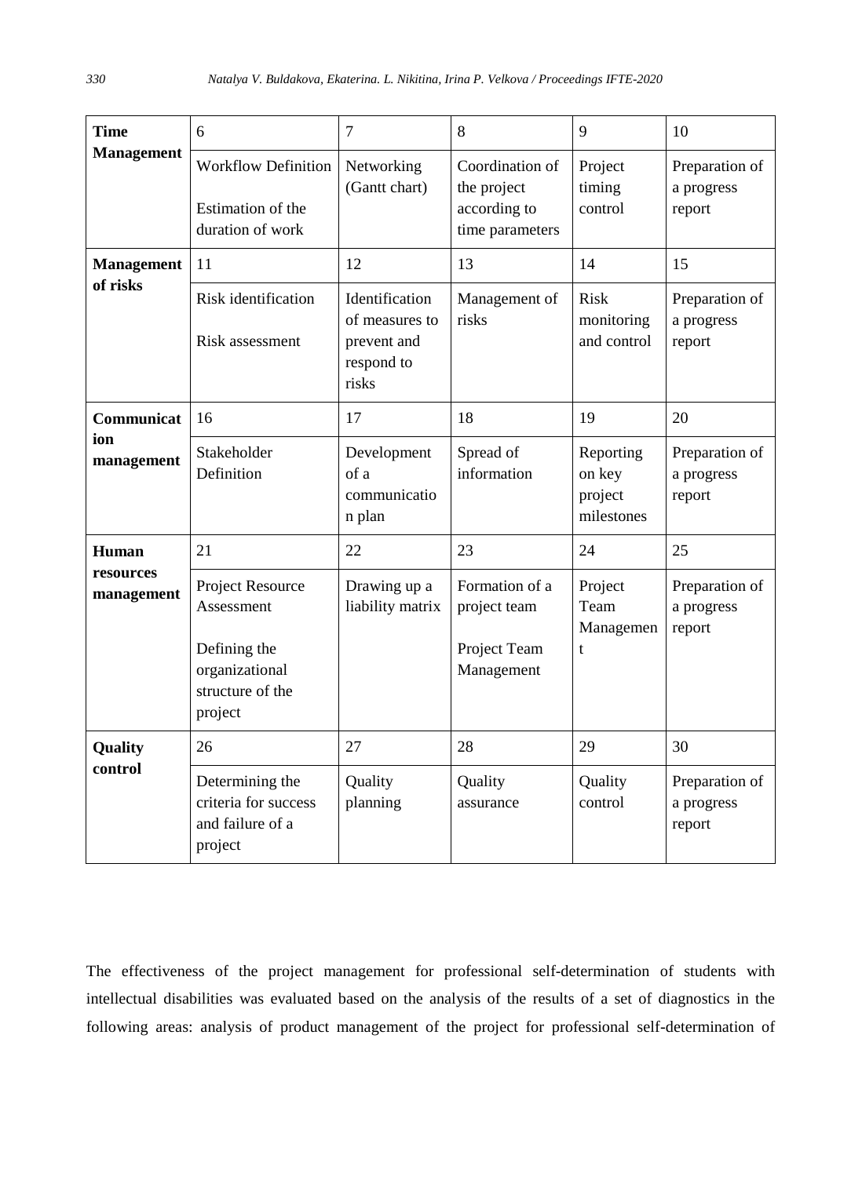| Time Management | 6 | 7 | 8 | 9 | 10 |
|---|---|---|---|---|---|
| | Workflow Definition<br><br>Estimation of the duration of work | Networking (Gantt chart) | Coordination of the project according to time parameters | Project timing control | Preparation of a progress report |
| Management of risks | 11 | 12 | 13 | 14 | 15 |
| | Risk identification<br><br>Risk assessment | Identification of measures to prevent and respond to risks | Management of risks | Risk monitoring and control | Preparation of a progress report |
| Communication management | 16 | 17 | 18 | 19 | 20 |
| | Stakeholder Definition | Development of a communication plan | Spread of information | Reporting on key project milestones | Preparation of a progress report |
| Human resources management | 21 | 22 | 23 | 24 | 25 |
| | Project Resource Assessment<br><br>Defining the organizational structure of the project | Drawing up a liability matrix | Formation of a project team<br><br>Project Team Management | Project Team Management | Preparation of a progress report |
| Quality control | 26 | 27 | 28 | 29 | 30 |
| | Determining the criteria for success and failure of a project | Quality planning | Quality assurance | Quality control | Preparation of a progress report |

The effectiveness of the project management for professional self-determination of students with intellectual disabilities was evaluated based on the analysis of the results of a set of diagnostics in the following areas: analysis of product management of the project for professional self-determination of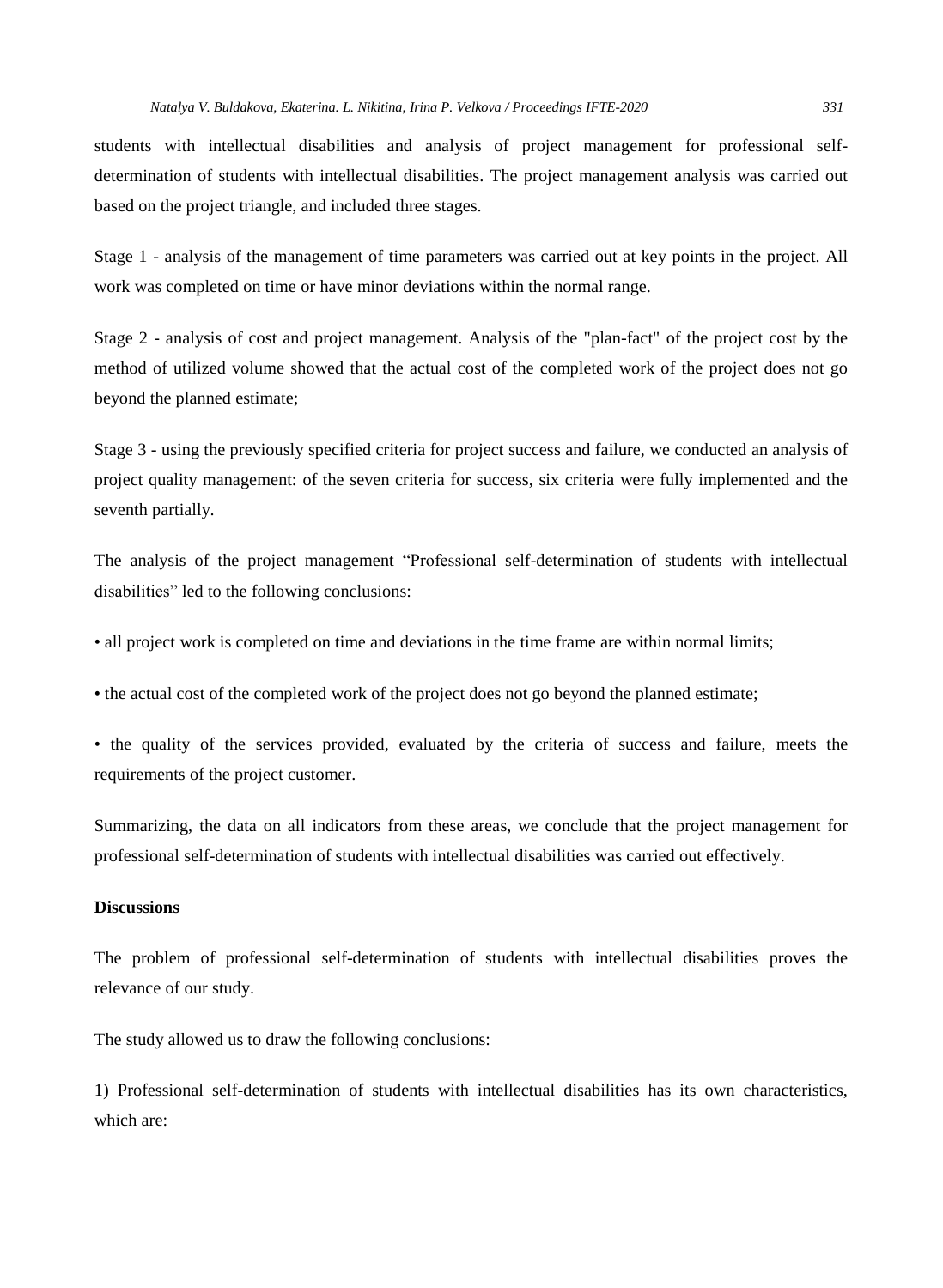students with intellectual disabilities and analysis of project management for professional self-determination of students with intellectual disabilities. The project management analysis was carried out based on the project triangle, and included three stages.

Stage 1 - analysis of the management of time parameters was carried out at key points in the project. All work was completed on time or have minor deviations within the normal range.

Stage 2 - analysis of cost and project management. Analysis of the "plan-fact" of the project cost by the method of utilized volume showed that the actual cost of the completed work of the project does not go beyond the planned estimate;

Stage 3 - using the previously specified criteria for project success and failure, we conducted an analysis of project quality management: of the seven criteria for success, six criteria were fully implemented and the seventh partially.

The analysis of the project management "Professional self-determination of students with intellectual disabilities" led to the following conclusions:

• all project work is completed on time and deviations in the time frame are within normal limits;

• the actual cost of the completed work of the project does not go beyond the planned estimate;

• the quality of the services provided, evaluated by the criteria of success and failure, meets the requirements of the project customer.

Summarizing, the data on all indicators from these areas, we conclude that the project management for professional self-determination of students with intellectual disabilities was carried out effectively.

**Discussions**

The problem of professional self-determination of students with intellectual disabilities proves the relevance of our study.

The study allowed us to draw the following conclusions:

1) Professional self-determination of students with intellectual disabilities has its own characteristics, which are: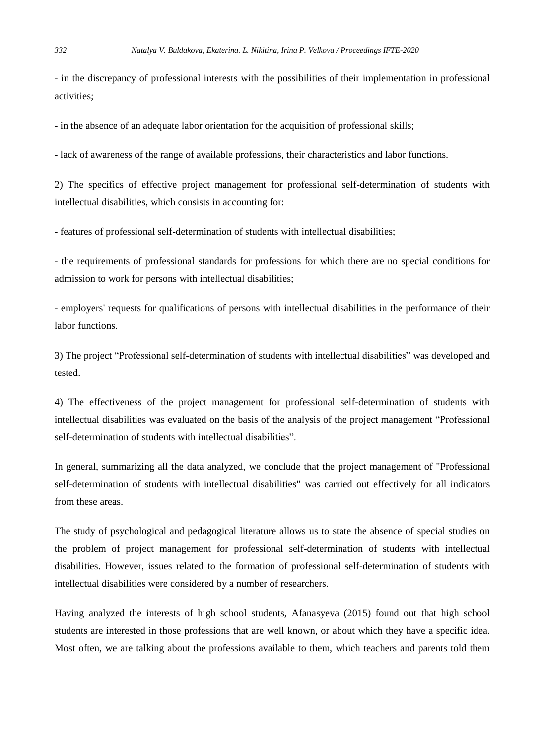- in the discrepancy of professional interests with the possibilities of their implementation in professional activities;

- in the absence of an adequate labor orientation for the acquisition of professional skills;

- lack of awareness of the range of available professions, their characteristics and labor functions.

2) The specifics of effective project management for professional self-determination of students with intellectual disabilities, which consists in accounting for:

- features of professional self-determination of students with intellectual disabilities;

- the requirements of professional standards for professions for which there are no special conditions for admission to work for persons with intellectual disabilities;

- employers' requests for qualifications of persons with intellectual disabilities in the performance of their labor functions.

3) The project "Professional self-determination of students with intellectual disabilities" was developed and tested.

4) The effectiveness of the project management for professional self-determination of students with intellectual disabilities was evaluated on the basis of the analysis of the project management "Professional self-determination of students with intellectual disabilities".

In general, summarizing all the data analyzed, we conclude that the project management of "Professional self-determination of students with intellectual disabilities" was carried out effectively for all indicators from these areas.

The study of psychological and pedagogical literature allows us to state the absence of special studies on the problem of project management for professional self-determination of students with intellectual disabilities. However, issues related to the formation of professional self-determination of students with intellectual disabilities were considered by a number of researchers.

Having analyzed the interests of high school students, Afanasyeva (2015) found out that high school students are interested in those professions that are well known, or about which they have a specific idea. Most often, we are talking about the professions available to them, which teachers and parents told them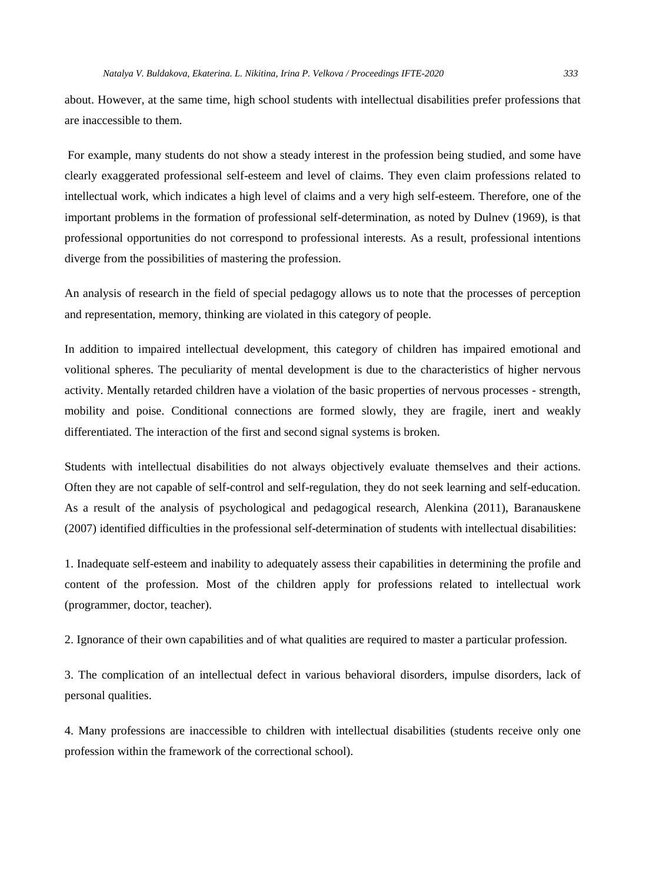about. However, at the same time, high school students with intellectual disabilities prefer professions that are inaccessible to them.

For example, many students do not show a steady interest in the profession being studied, and some have clearly exaggerated professional self-esteem and level of claims. They even claim professions related to intellectual work, which indicates a high level of claims and a very high self-esteem. Therefore, one of the important problems in the formation of professional self-determination, as noted by Dulnev (1969), is that professional opportunities do not correspond to professional interests. As a result, professional intentions diverge from the possibilities of mastering the profession.

An analysis of research in the field of special pedagogy allows us to note that the processes of perception and representation, memory, thinking are violated in this category of people.

In addition to impaired intellectual development, this category of children has impaired emotional and volitional spheres. The peculiarity of mental development is due to the characteristics of higher nervous activity. Mentally retarded children have a violation of the basic properties of nervous processes - strength, mobility and poise. Conditional connections are formed slowly, they are fragile, inert and weakly differentiated. The interaction of the first and second signal systems is broken.

Students with intellectual disabilities do not always objectively evaluate themselves and their actions. Often they are not capable of self-control and self-regulation, they do not seek learning and self-education. As a result of the analysis of psychological and pedagogical research, Alenkina (2011), Baranauskene (2007) identified difficulties in the professional self-determination of students with intellectual disabilities:

1. Inadequate self-esteem and inability to adequately assess their capabilities in determining the profile and content of the profession. Most of the children apply for professions related to intellectual work (programmer, doctor, teacher).

2. Ignorance of their own capabilities and of what qualities are required to master a particular profession.

3. The complication of an intellectual defect in various behavioral disorders, impulse disorders, lack of personal qualities.

4. Many professions are inaccessible to children with intellectual disabilities (students receive only one profession within the framework of the correctional school).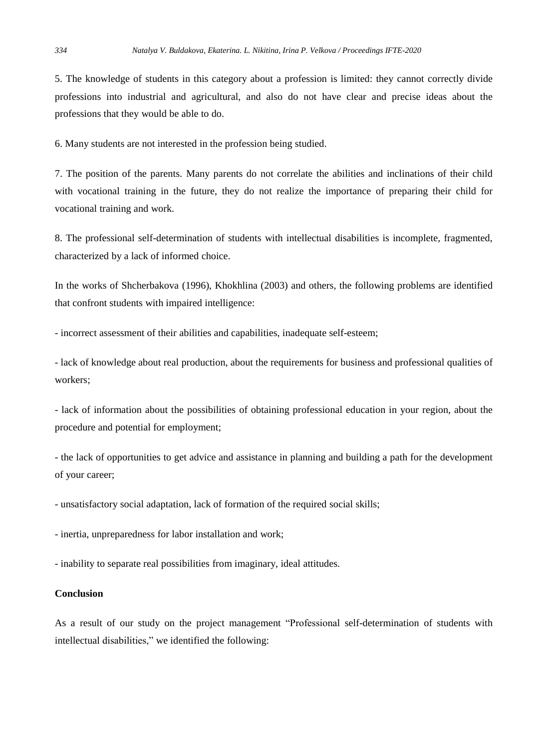5. The knowledge of students in this category about a profession is limited: they cannot correctly divide professions into industrial and agricultural, and also do not have clear and precise ideas about the professions that they would be able to do.

6. Many students are not interested in the profession being studied.

7. The position of the parents. Many parents do not correlate the abilities and inclinations of their child with vocational training in the future, they do not realize the importance of preparing their child for vocational training and work.

8. The professional self-determination of students with intellectual disabilities is incomplete, fragmented, characterized by a lack of informed choice.

In the works of Shcherbakova (1996), Khokhlina (2003) and others, the following problems are identified that confront students with impaired intelligence:

- incorrect assessment of their abilities and capabilities, inadequate self-esteem;

- lack of knowledge about real production, about the requirements for business and professional qualities of workers;

- lack of information about the possibilities of obtaining professional education in your region, about the procedure and potential for employment;

- the lack of opportunities to get advice and assistance in planning and building a path for the development of your career;

- unsatisfactory social adaptation, lack of formation of the required social skills;

- inertia, unpreparedness for labor installation and work;

- inability to separate real possibilities from imaginary, ideal attitudes.

## Conclusion

As a result of our study on the project management "Professional self-determination of students with intellectual disabilities," we identified the following: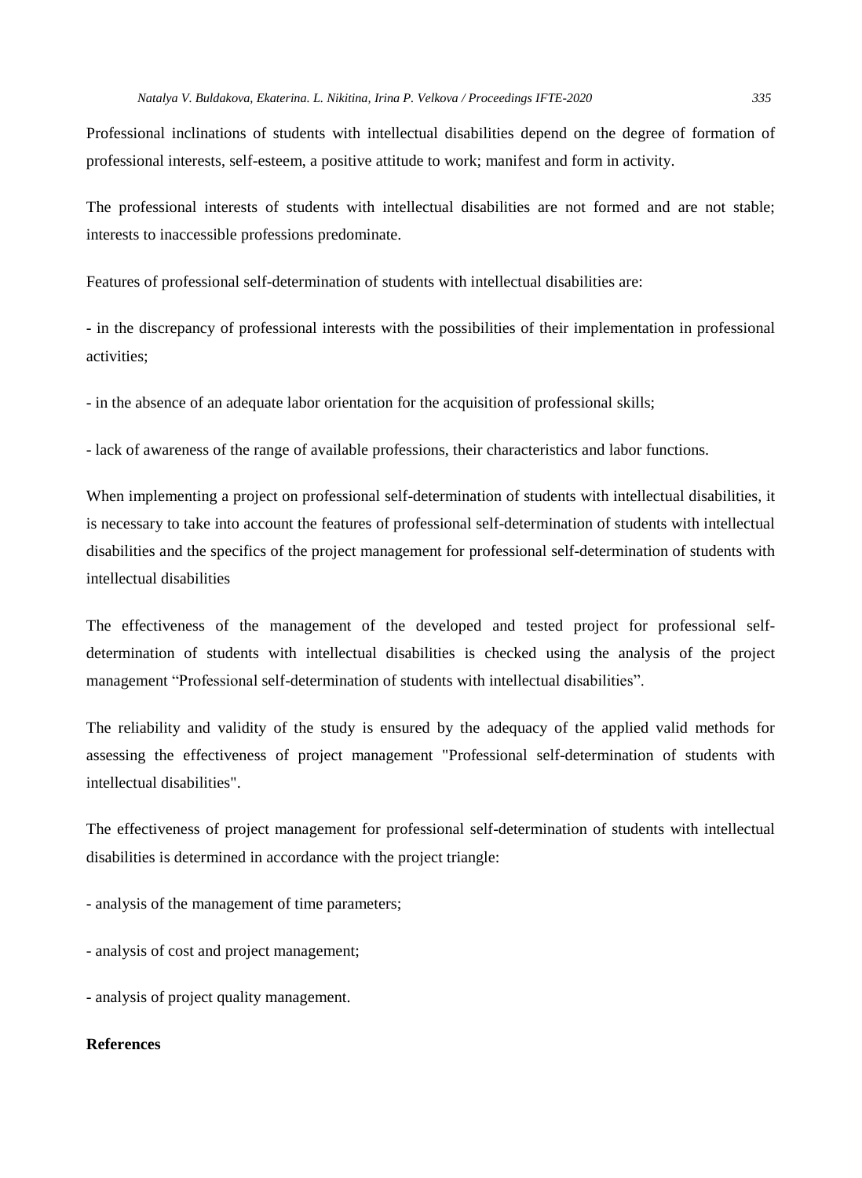Professional inclinations of students with intellectual disabilities depend on the degree of formation of professional interests, self-esteem, a positive attitude to work; manifest and form in activity.

The professional interests of students with intellectual disabilities are not formed and are not stable; interests to inaccessible professions predominate.

Features of professional self-determination of students with intellectual disabilities are:

- in the discrepancy of professional interests with the possibilities of their implementation in professional activities;

- in the absence of an adequate labor orientation for the acquisition of professional skills;

- lack of awareness of the range of available professions, their characteristics and labor functions.

When implementing a project on professional self-determination of students with intellectual disabilities, it is necessary to take into account the features of professional self-determination of students with intellectual disabilities and the specifics of the project management for professional self-determination of students with intellectual disabilities

The effectiveness of the management of the developed and tested project for professional self-determination of students with intellectual disabilities is checked using the analysis of the project management "Professional self-determination of students with intellectual disabilities".

The reliability and validity of the study is ensured by the adequacy of the applied valid methods for assessing the effectiveness of project management "Professional self-determination of students with intellectual disabilities".

The effectiveness of project management for professional self-determination of students with intellectual disabilities is determined in accordance with the project triangle:

- analysis of the management of time parameters;

- analysis of cost and project management;

- analysis of project quality management.

**References**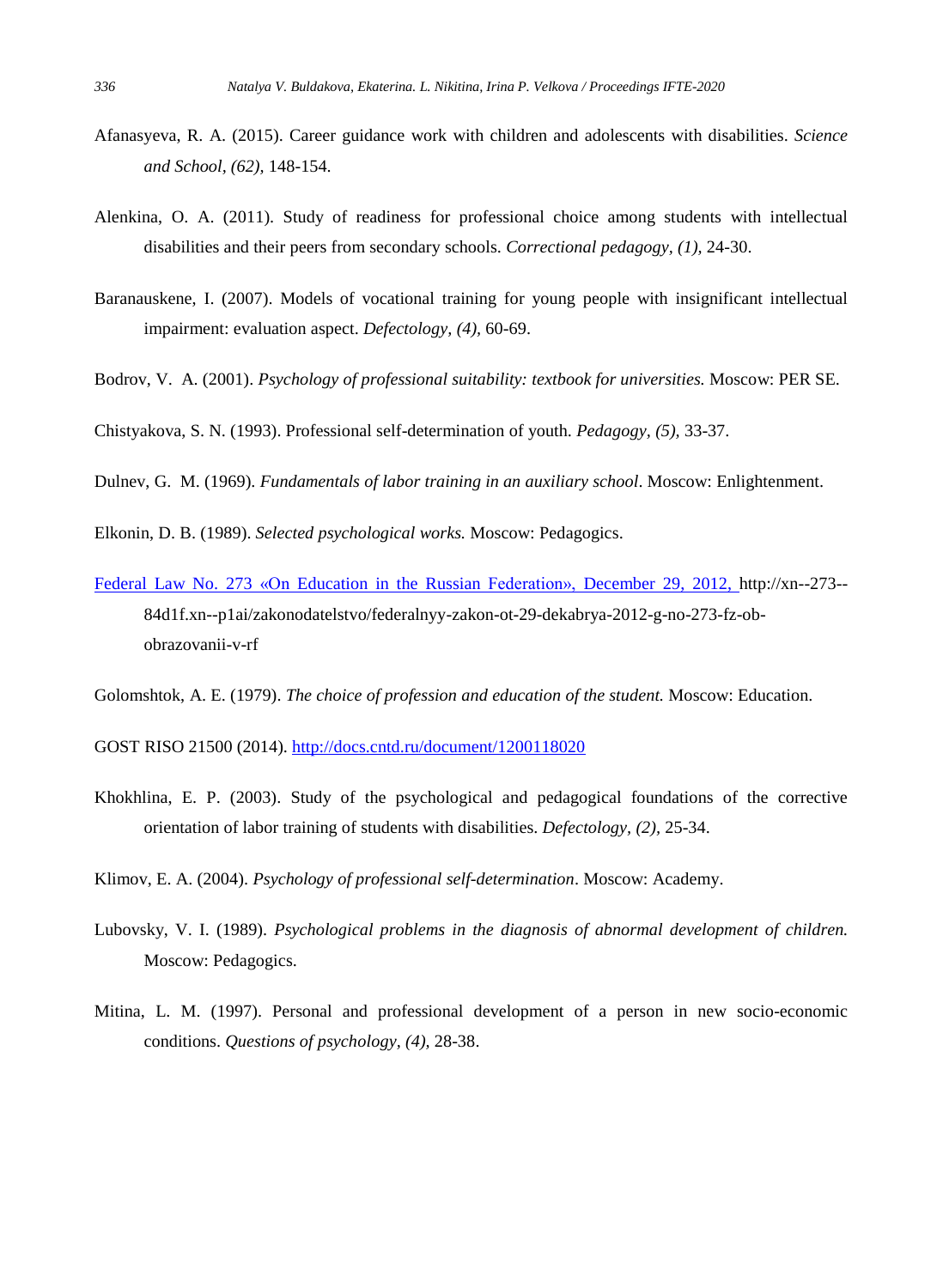Afanasyeva, R. A. (2015). Career guidance work with children and adolescents with disabilities. *Science and School, (62),* 148-154.

Alenkina, O. A. (2011). Study of readiness for professional choice among students with intellectual disabilities and their peers from secondary schools. *Correctional pedagogy, (1),* 24-30.

Baranauskene, I. (2007). Models of vocational training for young people with insignificant intellectual impairment: evaluation aspect. *Defectology, (4),* 60-69.

Bodrov, V. A. (2001). *Psychology of professional suitability: textbook for universities.* Moscow: PER SE.

Chistyakova, S. N. (1993). Professional self-determination of youth. *Pedagogy, (5),* 33-37.

Dulnev, G. M. (1969). *Fundamentals of labor training in an auxiliary school*. Moscow: Enlightenment.

Elkonin, D. B. (1989). *Selected psychological works.* Moscow: Pedagogics.

Federal Law No. 273 «On Education in the Russian Federation», December 29, 2012, http://xn--273--84d1f.xn--p1ai/zakonodatelstvo/federalnyy-zakon-ot-29-dekabrya-2012-g-no-273-fz-ob-obrazovanii-v-rf

Golomshtok, A. E. (1979). *The choice of profession and education of the student.* Moscow: Education.

GOST RISO 21500 (2014). http://docs.cntd.ru/document/1200118020

Khokhlina, E. P. (2003). Study of the psychological and pedagogical foundations of the corrective orientation of labor training of students with disabilities. *Defectology, (2),* 25-34.

Klimov, E. A. (2004). *Psychology of professional self-determination*. Moscow: Academy.

Lubovsky, V. I. (1989). *Psychological problems in the diagnosis of abnormal development of children.* Moscow: Pedagogics.

Mitina, L. M. (1997). Personal and professional development of a person in new socio-economic conditions. *Questions of psychology, (4),* 28-38.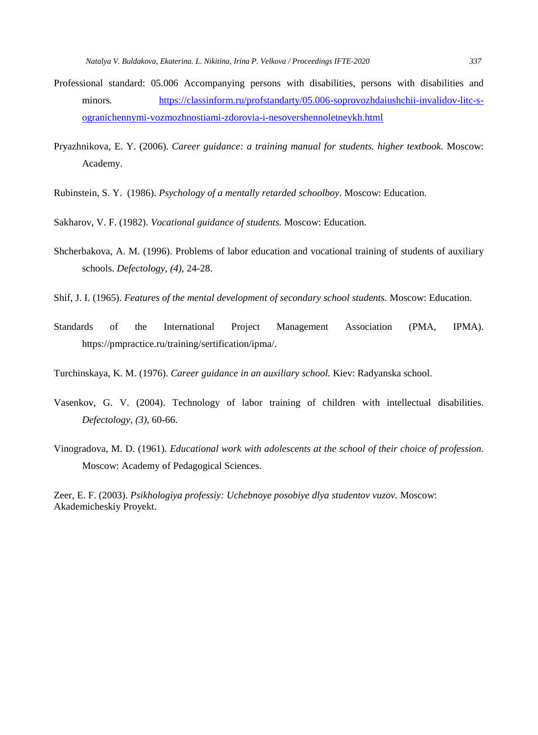Professional standard: 05.006 Accompanying persons with disabilities, persons with disabilities and minors. https://classinform.ru/profstandarty/05.006-soprovozhdaiushchii-invalidov-litc-s-ogranichennymi-vozmozhnostiami-zdorovia-i-nesovershennoletneykh.html

Pryazhnikova, E. Y. (2006). *Career guidance: a training manual for students. higher textbook*. Moscow: Academy.

Rubinstein, S. Y. (1986). *Psychology of a mentally retarded schoolboy*. Moscow: Education.

Sakharov, V. F. (1982). *Vocational guidance of students.* Moscow: Education.

Shcherbakova, A. M. (1996). Problems of labor education and vocational training of students of auxiliary schools. *Defectology, (4),* 24-28.

Shif, J. I. (1965). *Features of the mental development of secondary school students.* Moscow: Education.

Standards of the International Project Management Association (PMA, IPMA). https://pmpractice.ru/training/sertification/ipma/.

Turchinskaya, K. M. (1976). *Career guidance in an auxiliary school.* Kiev: Radyanska school.

Vasenkov, G. V. (2004). Technology of labor training of children with intellectual disabilities. *Defectology, (3),* 60-66.

Vinogradova, M. D. (1961). *Educational work with adolescents at the school of their choice of profession.* Moscow: Academy of Pedagogical Sciences.

Zeer, E. F. (2003). *Psikhologiya professiy: Uchebnoye posobiye dlya studentov vuzov.* Moscow: Akademicheskiy Proyekt.